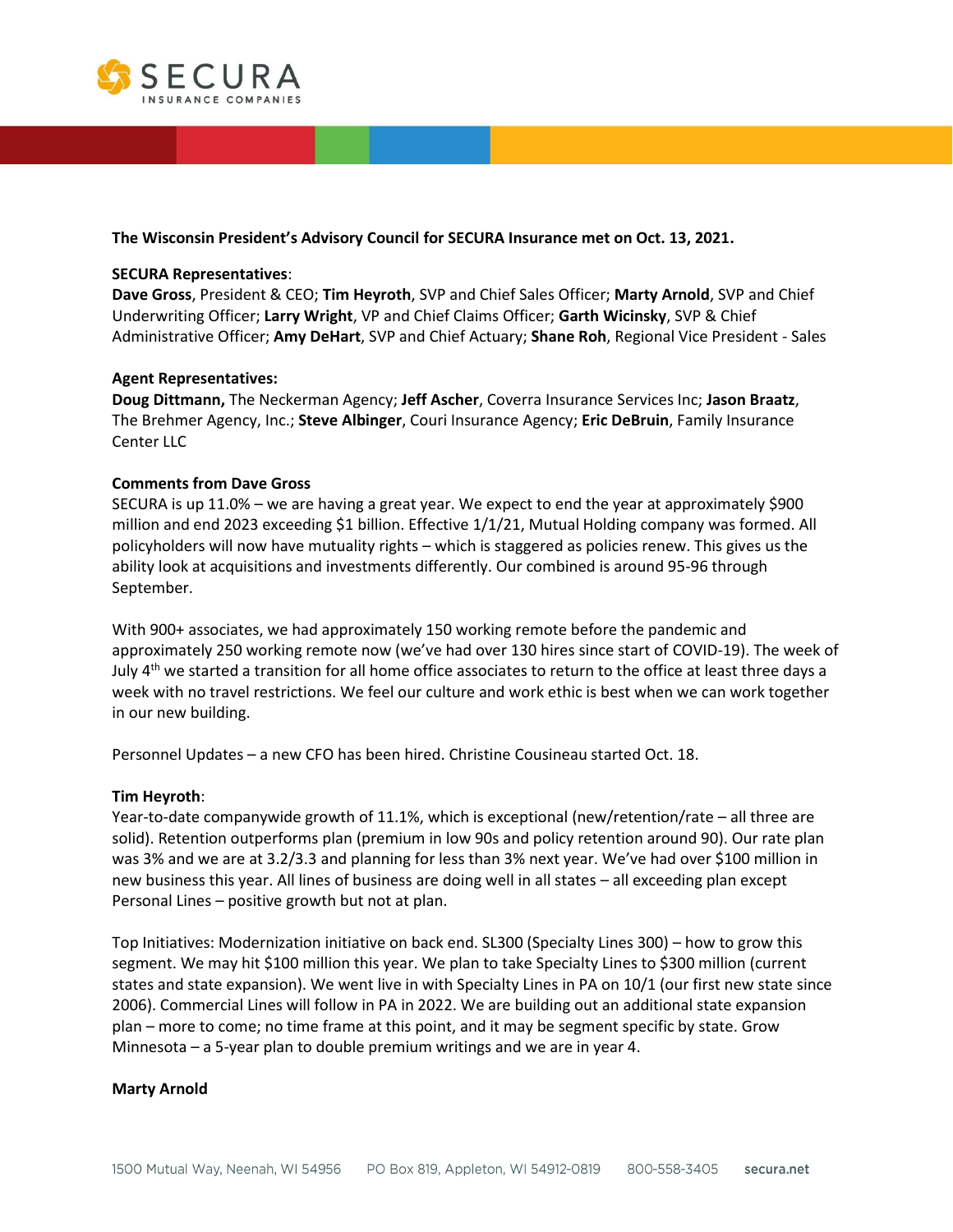**The Wisconsin President's Advisory Council for SECURA Insurance met on Oct. 13, 2021.**

**SECURA Representatives**:
**Dave Gross**, President & CEO; **Tim Heyroth**, SVP and Chief Sales Officer; **Marty Arnold**, SVP and Chief Underwriting Officer; **Larry Wright**, VP and Chief Claims Officer; **Garth Wicinsky**, SVP & Chief Administrative Officer; **Amy DeHart**, SVP and Chief Actuary; **Shane Roh**, Regional Vice President - Sales

**Agent Representatives:**
**Doug Dittmann,** The Neckerman Agency; **Jeff Ascher**, Coverra Insurance Services Inc; **Jason Braatz**, The Brehmer Agency, Inc.; **Steve Albinger**, Couri Insurance Agency; **Eric DeBruin**, Family Insurance Center LLC

**Comments from Dave Gross**
SECURA is up 11.0% – we are having a great year. We expect to end the year at approximately $900 million and end 2023 exceeding $1 billion. Effective 1/1/21, Mutual Holding company was formed. All policyholders will now have mutuality rights – which is staggered as policies renew. This gives us the ability look at acquisitions and investments differently. Our combined is around 95-96 through September.

With 900+ associates, we had approximately 150 working remote before the pandemic and approximately 250 working remote now (we've had over 130 hires since start of COVID-19). The week of July 4th we started a transition for all home office associates to return to the office at least three days a week with no travel restrictions. We feel our culture and work ethic is best when we can work together in our new building.

Personnel Updates – a new CFO has been hired. Christine Cousineau started Oct. 18.

**Tim Heyroth**:
Year-to-date companywide growth of 11.1%, which is exceptional (new/retention/rate – all three are solid). Retention outperforms plan (premium in low 90s and policy retention around 90). Our rate plan was 3% and we are at 3.2/3.3 and planning for less than 3% next year. We've had over $100 million in new business this year. All lines of business are doing well in all states – all exceeding plan except Personal Lines – positive growth but not at plan.

Top Initiatives: Modernization initiative on back end. SL300 (Specialty Lines 300) – how to grow this segment. We may hit $100 million this year. We plan to take Specialty Lines to $300 million (current states and state expansion). We went live in with Specialty Lines in PA on 10/1 (our first new state since 2006). Commercial Lines will follow in PA in 2022. We are building out an additional state expansion plan – more to come; no time frame at this point, and it may be segment specific by state. Grow Minnesota – a 5-year plan to double premium writings and we are in year 4.

**Marty Arnold**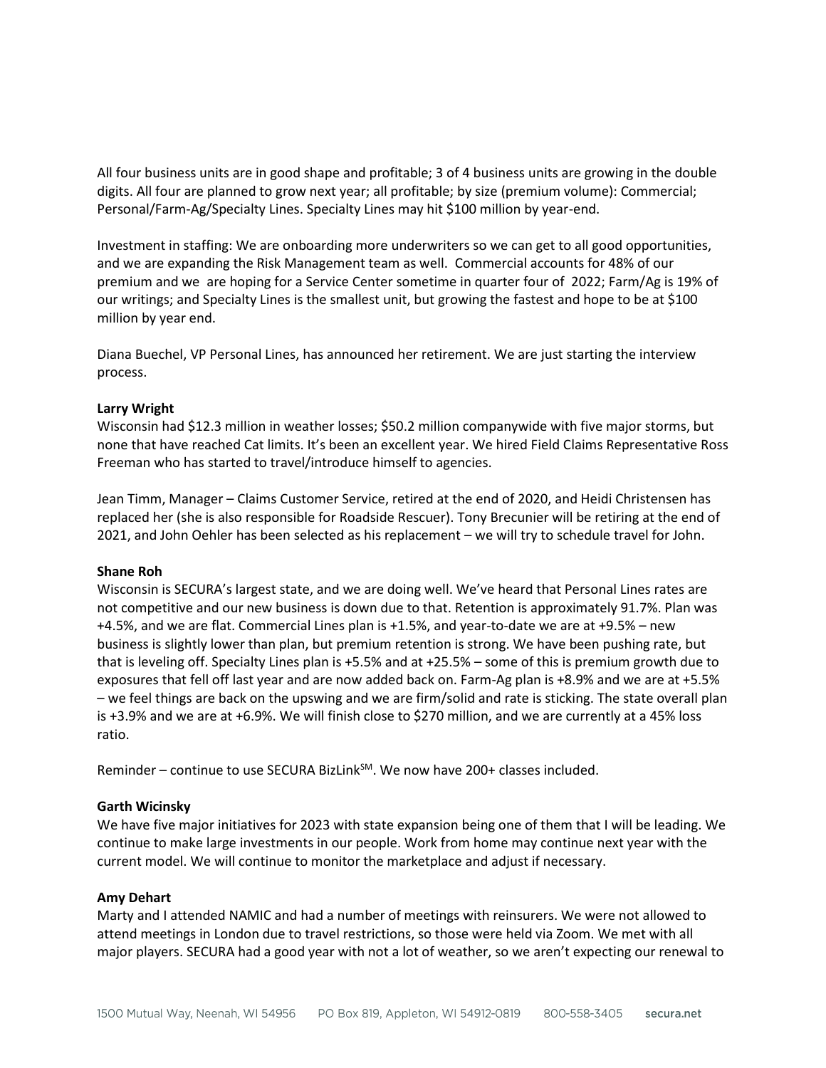All four business units are in good shape and profitable; 3 of 4 business units are growing in the double digits. All four are planned to grow next year; all profitable; by size (premium volume): Commercial; Personal/Farm-Ag/Specialty Lines. Specialty Lines may hit $100 million by year-end.

Investment in staffing: We are onboarding more underwriters so we can get to all good opportunities, and we are expanding the Risk Management team as well. Commercial accounts for 48% of our premium and we are hoping for a Service Center sometime in quarter four of 2022; Farm/Ag is 19% of our writings; and Specialty Lines is the smallest unit, but growing the fastest and hope to be at $100 million by year end.

Diana Buechel, VP Personal Lines, has announced her retirement. We are just starting the interview process.

**Larry Wright**
Wisconsin had $12.3 million in weather losses; $50.2 million companywide with five major storms, but none that have reached Cat limits. It's been an excellent year. We hired Field Claims Representative Ross Freeman who has started to travel/introduce himself to agencies.

Jean Timm, Manager – Claims Customer Service, retired at the end of 2020, and Heidi Christensen has replaced her (she is also responsible for Roadside Rescuer). Tony Brecunier will be retiring at the end of 2021, and John Oehler has been selected as his replacement – we will try to schedule travel for John.

**Shane Roh**
Wisconsin is SECURA's largest state, and we are doing well. We've heard that Personal Lines rates are not competitive and our new business is down due to that. Retention is approximately 91.7%. Plan was +4.5%, and we are flat. Commercial Lines plan is +1.5%, and year-to-date we are at +9.5% – new business is slightly lower than plan, but premium retention is strong. We have been pushing rate, but that is leveling off. Specialty Lines plan is +5.5% and at +25.5% – some of this is premium growth due to exposures that fell off last year and are now added back on. Farm-Ag plan is +8.9% and we are at +5.5% – we feel things are back on the upswing and we are firm/solid and rate is sticking. The state overall plan is +3.9% and we are at +6.9%. We will finish close to $270 million, and we are currently at a 45% loss ratio.

Reminder – continue to use SECURA BizLink℠. We now have 200+ classes included.

**Garth Wicinsky**
We have five major initiatives for 2023 with state expansion being one of them that I will be leading. We continue to make large investments in our people. Work from home may continue next year with the current model. We will continue to monitor the marketplace and adjust if necessary.

**Amy Dehart**
Marty and I attended NAMIC and had a number of meetings with reinsurers. We were not allowed to attend meetings in London due to travel restrictions, so those were held via Zoom. We met with all major players. SECURA had a good year with not a lot of weather, so we aren't expecting our renewal to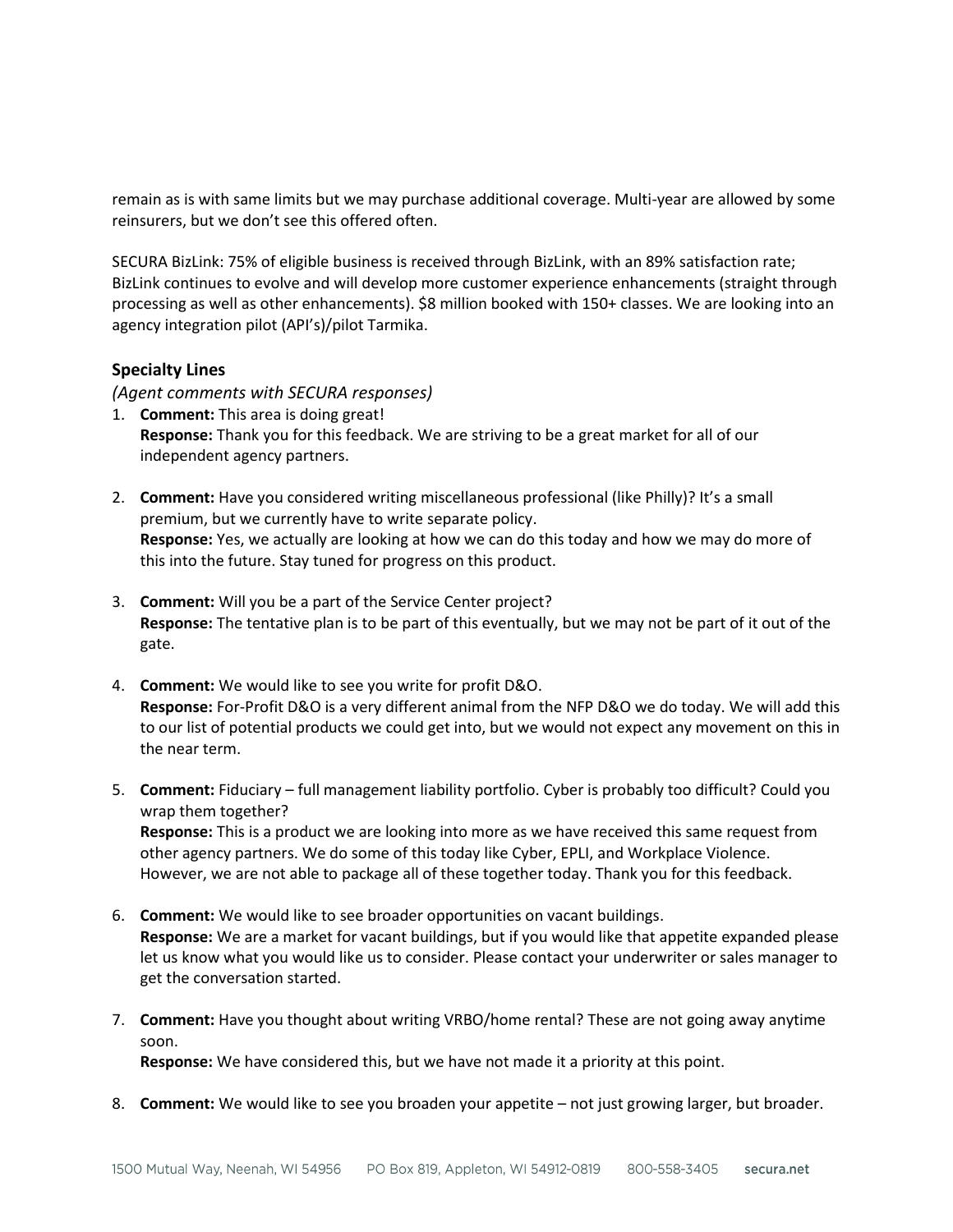remain as is with same limits but we may purchase additional coverage. Multi-year are allowed by some reinsurers, but we don't see this offered often.

SECURA BizLink: 75% of eligible business is received through BizLink, with an 89% satisfaction rate; BizLink continues to evolve and will develop more customer experience enhancements (straight through processing as well as other enhancements). $8 million booked with 150+ classes. We are looking into an agency integration pilot (API's)/pilot Tarmika.

### Specialty Lines

*(Agent comments with SECURA responses)*

1. **Comment:** This area is doing great!
   **Response:** Thank you for this feedback. We are striving to be a great market for all of our independent agency partners.

2. **Comment:** Have you considered writing miscellaneous professional (like Philly)? It's a small premium, but we currently have to write separate policy.
   **Response:** Yes, we actually are looking at how we can do this today and how we may do more of this into the future. Stay tuned for progress on this product.

3. **Comment:** Will you be a part of the Service Center project?
   **Response:** The tentative plan is to be part of this eventually, but we may not be part of it out of the gate.

4. **Comment:** We would like to see you write for profit D&O.
   **Response:** For-Profit D&O is a very different animal from the NFP D&O we do today. We will add this to our list of potential products we could get into, but we would not expect any movement on this in the near term.

5. **Comment:** Fiduciary – full management liability portfolio. Cyber is probably too difficult? Could you wrap them together?
   **Response:** This is a product we are looking into more as we have received this same request from other agency partners. We do some of this today like Cyber, EPLI, and Workplace Violence. However, we are not able to package all of these together today. Thank you for this feedback.

6. **Comment:** We would like to see broader opportunities on vacant buildings.
   **Response:** We are a market for vacant buildings, but if you would like that appetite expanded please let us know what you would like us to consider. Please contact your underwriter or sales manager to get the conversation started.

7. **Comment:** Have you thought about writing VRBO/home rental? These are not going away anytime soon.
   **Response:** We have considered this, but we have not made it a priority at this point.

8. **Comment:** We would like to see you broaden your appetite – not just growing larger, but broader.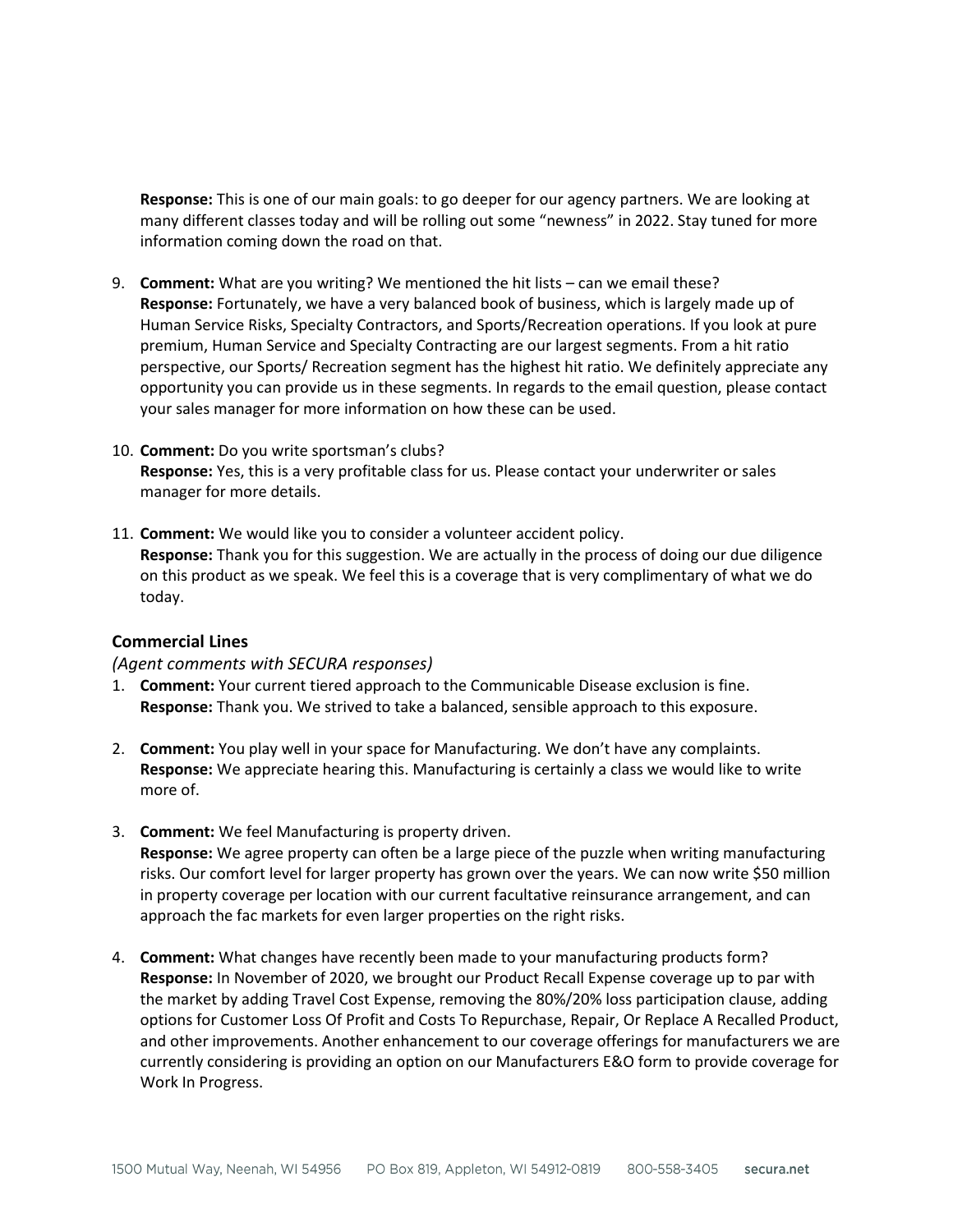**Response:** This is one of our main goals: to go deeper for our agency partners. We are looking at many different classes today and will be rolling out some "newness" in 2022. Stay tuned for more information coming down the road on that.

9. **Comment:** What are you writing? We mentioned the hit lists – can we email these?
   **Response:** Fortunately, we have a very balanced book of business, which is largely made up of Human Service Risks, Specialty Contractors, and Sports/Recreation operations. If you look at pure premium, Human Service and Specialty Contracting are our largest segments. From a hit ratio perspective, our Sports/ Recreation segment has the highest hit ratio. We definitely appreciate any opportunity you can provide us in these segments. In regards to the email question, please contact your sales manager for more information on how these can be used.

10. **Comment:** Do you write sportsman's clubs?
    **Response:** Yes, this is a very profitable class for us. Please contact your underwriter or sales manager for more details.

11. **Comment:** We would like you to consider a volunteer accident policy.
    **Response:** Thank you for this suggestion. We are actually in the process of doing our due diligence on this product as we speak. We feel this is a coverage that is very complimentary of what we do today.

### Commercial Lines

*(Agent comments with SECURA responses)*

1. **Comment:** Your current tiered approach to the Communicable Disease exclusion is fine.
   **Response:** Thank you. We strived to take a balanced, sensible approach to this exposure.

2. **Comment:** You play well in your space for Manufacturing. We don't have any complaints.
   **Response:** We appreciate hearing this. Manufacturing is certainly a class we would like to write more of.

3. **Comment:** We feel Manufacturing is property driven.
   **Response:** We agree property can often be a large piece of the puzzle when writing manufacturing risks. Our comfort level for larger property has grown over the years. We can now write $50 million in property coverage per location with our current facultative reinsurance arrangement, and can approach the fac markets for even larger properties on the right risks.

4. **Comment:** What changes have recently been made to your manufacturing products form?
   **Response:** In November of 2020, we brought our Product Recall Expense coverage up to par with the market by adding Travel Cost Expense, removing the 80%/20% loss participation clause, adding options for Customer Loss Of Profit and Costs To Repurchase, Repair, Or Replace A Recalled Product, and other improvements. Another enhancement to our coverage offerings for manufacturers we are currently considering is providing an option on our Manufacturers E&O form to provide coverage for Work In Progress.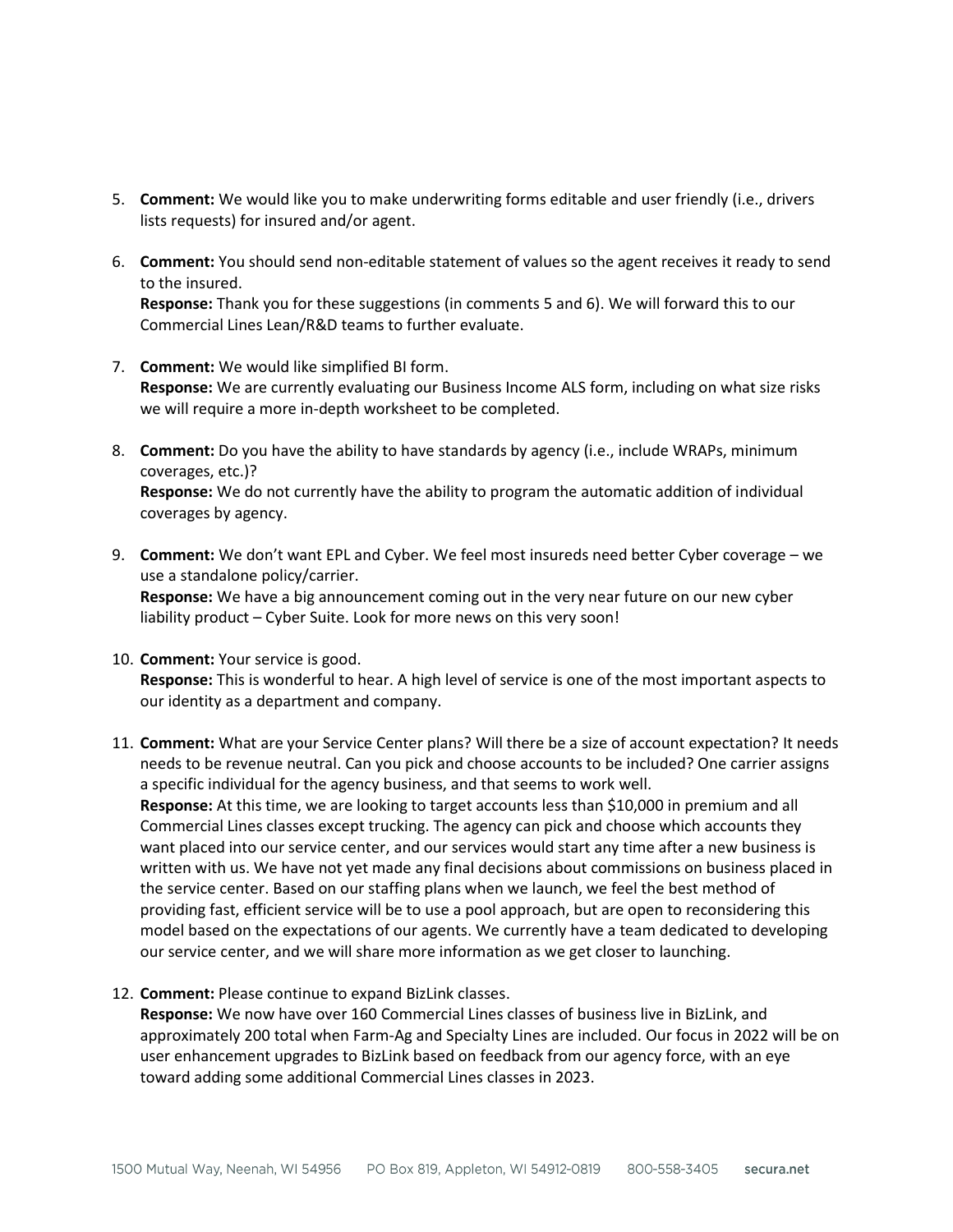5. **Comment:** We would like you to make underwriting forms editable and user friendly (i.e., drivers lists requests) for insured and/or agent.

6. **Comment:** You should send non-editable statement of values so the agent receives it ready to send to the insured.
   **Response:** Thank you for these suggestions (in comments 5 and 6). We will forward this to our Commercial Lines Lean/R&D teams to further evaluate.

7. **Comment:** We would like simplified BI form.
   **Response:** We are currently evaluating our Business Income ALS form, including on what size risks we will require a more in-depth worksheet to be completed.

8. **Comment:** Do you have the ability to have standards by agency (i.e., include WRAPs, minimum coverages, etc.)?
   **Response:** We do not currently have the ability to program the automatic addition of individual coverages by agency.

9. **Comment:** We don't want EPL and Cyber. We feel most insureds need better Cyber coverage – we use a standalone policy/carrier.
   **Response:** We have a big announcement coming out in the very near future on our new cyber liability product – Cyber Suite. Look for more news on this very soon!

10. **Comment:** Your service is good.
    **Response:** This is wonderful to hear. A high level of service is one of the most important aspects to our identity as a department and company.

11. **Comment:** What are your Service Center plans? Will there be a size of account expectation? It needs needs to be revenue neutral. Can you pick and choose accounts to be included? One carrier assigns a specific individual for the agency business, and that seems to work well.
    **Response:** At this time, we are looking to target accounts less than $10,000 in premium and all Commercial Lines classes except trucking. The agency can pick and choose which accounts they want placed into our service center, and our services would start any time after a new business is written with us. We have not yet made any final decisions about commissions on business placed in the service center. Based on our staffing plans when we launch, we feel the best method of providing fast, efficient service will be to use a pool approach, but are open to reconsidering this model based on the expectations of our agents. We currently have a team dedicated to developing our service center, and we will share more information as we get closer to launching.

12. **Comment:** Please continue to expand BizLink classes.
    **Response:** We now have over 160 Commercial Lines classes of business live in BizLink, and approximately 200 total when Farm-Ag and Specialty Lines are included. Our focus in 2022 will be on user enhancement upgrades to BizLink based on feedback from our agency force, with an eye toward adding some additional Commercial Lines classes in 2023.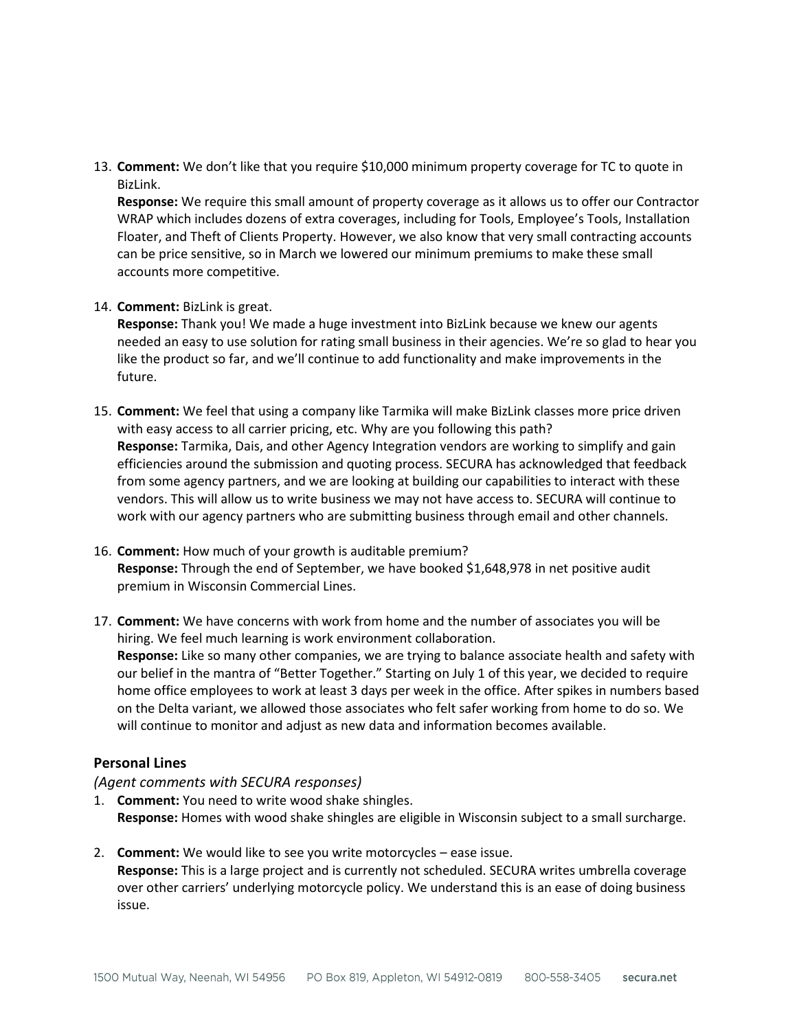13. **Comment:** We don't like that you require $10,000 minimum property coverage for TC to quote in BizLink.
    **Response:** We require this small amount of property coverage as it allows us to offer our Contractor WRAP which includes dozens of extra coverages, including for Tools, Employee's Tools, Installation Floater, and Theft of Clients Property. However, we also know that very small contracting accounts can be price sensitive, so in March we lowered our minimum premiums to make these small accounts more competitive.

14. **Comment:** BizLink is great.
    **Response:** Thank you! We made a huge investment into BizLink because we knew our agents needed an easy to use solution for rating small business in their agencies. We're so glad to hear you like the product so far, and we'll continue to add functionality and make improvements in the future.

15. **Comment:** We feel that using a company like Tarmika will make BizLink classes more price driven with easy access to all carrier pricing, etc. Why are you following this path?
    **Response:** Tarmika, Dais, and other Agency Integration vendors are working to simplify and gain efficiencies around the submission and quoting process. SECURA has acknowledged that feedback from some agency partners, and we are looking at building our capabilities to interact with these vendors. This will allow us to write business we may not have access to. SECURA will continue to work with our agency partners who are submitting business through email and other channels.

16. **Comment:** How much of your growth is auditable premium?
    **Response:** Through the end of September, we have booked $1,648,978 in net positive audit premium in Wisconsin Commercial Lines.

17. **Comment:** We have concerns with work from home and the number of associates you will be hiring. We feel much learning is work environment collaboration.
    **Response:** Like so many other companies, we are trying to balance associate health and safety with our belief in the mantra of "Better Together." Starting on July 1 of this year, we decided to require home office employees to work at least 3 days per week in the office. After spikes in numbers based on the Delta variant, we allowed those associates who felt safer working from home to do so. We will continue to monitor and adjust as new data and information becomes available.

### Personal Lines

*(Agent comments with SECURA responses)*

1. **Comment:** You need to write wood shake shingles.
   **Response:** Homes with wood shake shingles are eligible in Wisconsin subject to a small surcharge.

2. **Comment:** We would like to see you write motorcycles – ease issue.
   **Response:** This is a large project and is currently not scheduled. SECURA writes umbrella coverage over other carriers' underlying motorcycle policy. We understand this is an ease of doing business issue.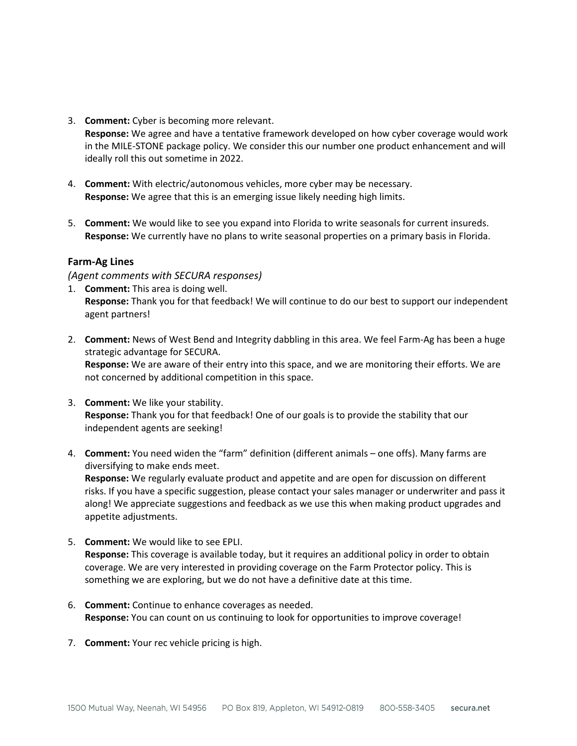3. **Comment:** Cyber is becoming more relevant.
   **Response:** We agree and have a tentative framework developed on how cyber coverage would work in the MILE-STONE package policy. We consider this our number one product enhancement and will ideally roll this out sometime in 2022.

4. **Comment:** With electric/autonomous vehicles, more cyber may be necessary.
   **Response:** We agree that this is an emerging issue likely needing high limits.

5. **Comment:** We would like to see you expand into Florida to write seasonals for current insureds.
   **Response:** We currently have no plans to write seasonal properties on a primary basis in Florida.

### Farm-Ag Lines

*(Agent comments with SECURA responses)*

1. **Comment:** This area is doing well.
   **Response:** Thank you for that feedback! We will continue to do our best to support our independent agent partners!

2. **Comment:** News of West Bend and Integrity dabbling in this area. We feel Farm-Ag has been a huge strategic advantage for SECURA.
   **Response:** We are aware of their entry into this space, and we are monitoring their efforts. We are not concerned by additional competition in this space.

3. **Comment:** We like your stability.
   **Response:** Thank you for that feedback! One of our goals is to provide the stability that our independent agents are seeking!

4. **Comment:** You need widen the "farm" definition (different animals – one offs). Many farms are diversifying to make ends meet.
   **Response:** We regularly evaluate product and appetite and are open for discussion on different risks. If you have a specific suggestion, please contact your sales manager or underwriter and pass it along! We appreciate suggestions and feedback as we use this when making product upgrades and appetite adjustments.

5. **Comment:** We would like to see EPLI.
   **Response:** This coverage is available today, but it requires an additional policy in order to obtain coverage. We are very interested in providing coverage on the Farm Protector policy. This is something we are exploring, but we do not have a definitive date at this time.

6. **Comment:** Continue to enhance coverages as needed.
   **Response:** You can count on us continuing to look for opportunities to improve coverage!

7. **Comment:** Your rec vehicle pricing is high.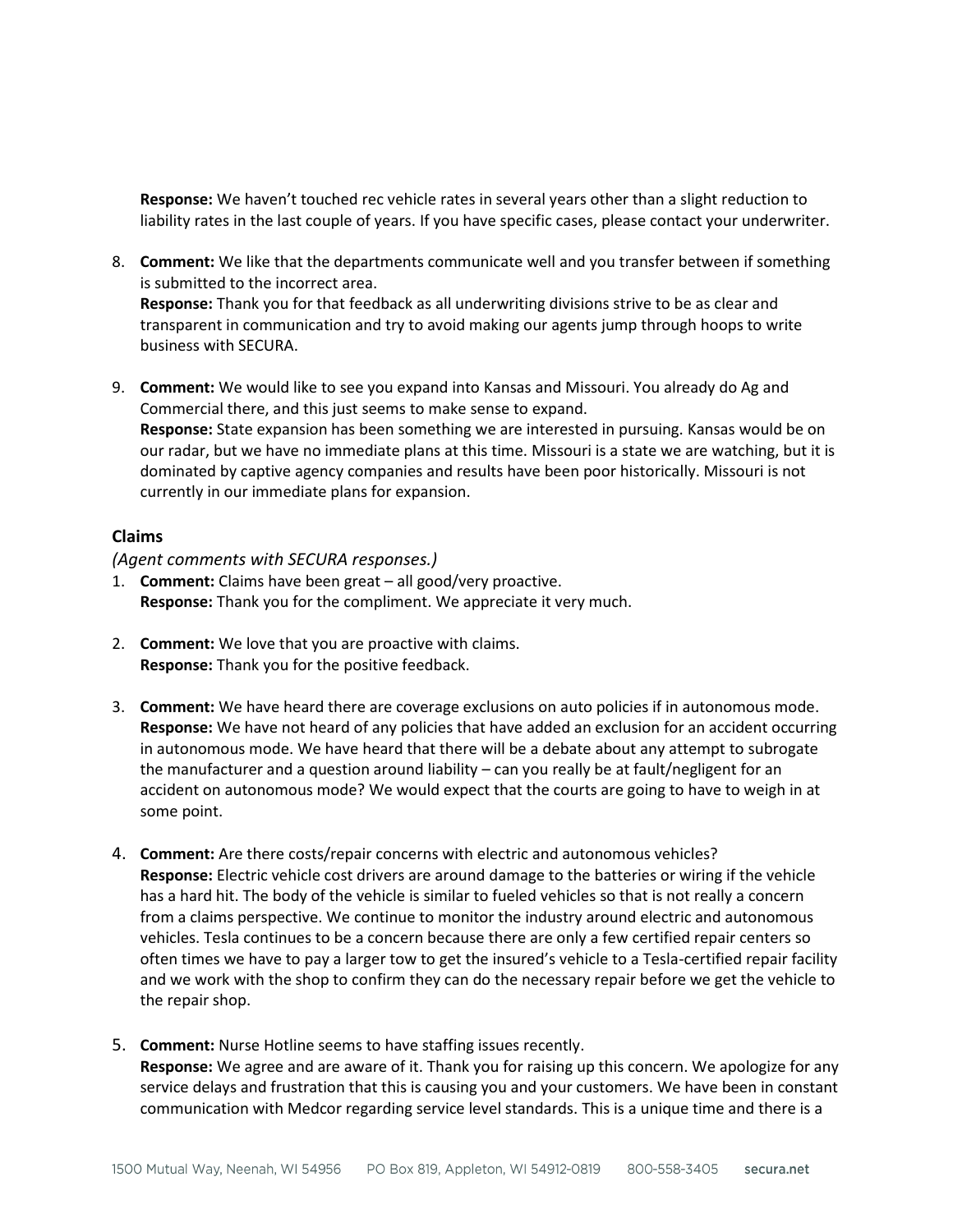**Response:** We haven't touched rec vehicle rates in several years other than a slight reduction to liability rates in the last couple of years. If you have specific cases, please contact your underwriter.

8. **Comment:** We like that the departments communicate well and you transfer between if something is submitted to the incorrect area.
   **Response:** Thank you for that feedback as all underwriting divisions strive to be as clear and transparent in communication and try to avoid making our agents jump through hoops to write business with SECURA.

9. **Comment:** We would like to see you expand into Kansas and Missouri. You already do Ag and Commercial there, and this just seems to make sense to expand.
   **Response:** State expansion has been something we are interested in pursuing. Kansas would be on our radar, but we have no immediate plans at this time. Missouri is a state we are watching, but it is dominated by captive agency companies and results have been poor historically. Missouri is not currently in our immediate plans for expansion.

### Claims

*(Agent comments with SECURA responses.)*

1. **Comment:** Claims have been great – all good/very proactive.
   **Response:** Thank you for the compliment. We appreciate it very much.

2. **Comment:** We love that you are proactive with claims.
   **Response:** Thank you for the positive feedback.

3. **Comment:** We have heard there are coverage exclusions on auto policies if in autonomous mode.
   **Response:** We have not heard of any policies that have added an exclusion for an accident occurring in autonomous mode. We have heard that there will be a debate about any attempt to subrogate the manufacturer and a question around liability – can you really be at fault/negligent for an accident on autonomous mode? We would expect that the courts are going to have to weigh in at some point.

4. **Comment:** Are there costs/repair concerns with electric and autonomous vehicles?
   **Response:** Electric vehicle cost drivers are around damage to the batteries or wiring if the vehicle has a hard hit. The body of the vehicle is similar to fueled vehicles so that is not really a concern from a claims perspective. We continue to monitor the industry around electric and autonomous vehicles. Tesla continues to be a concern because there are only a few certified repair centers so often times we have to pay a larger tow to get the insured's vehicle to a Tesla-certified repair facility and we work with the shop to confirm they can do the necessary repair before we get the vehicle to the repair shop.

5. **Comment:** Nurse Hotline seems to have staffing issues recently.
   **Response:** We agree and are aware of it. Thank you for raising up this concern. We apologize for any service delays and frustration that this is causing you and your customers. We have been in constant communication with Medcor regarding service level standards. This is a unique time and there is a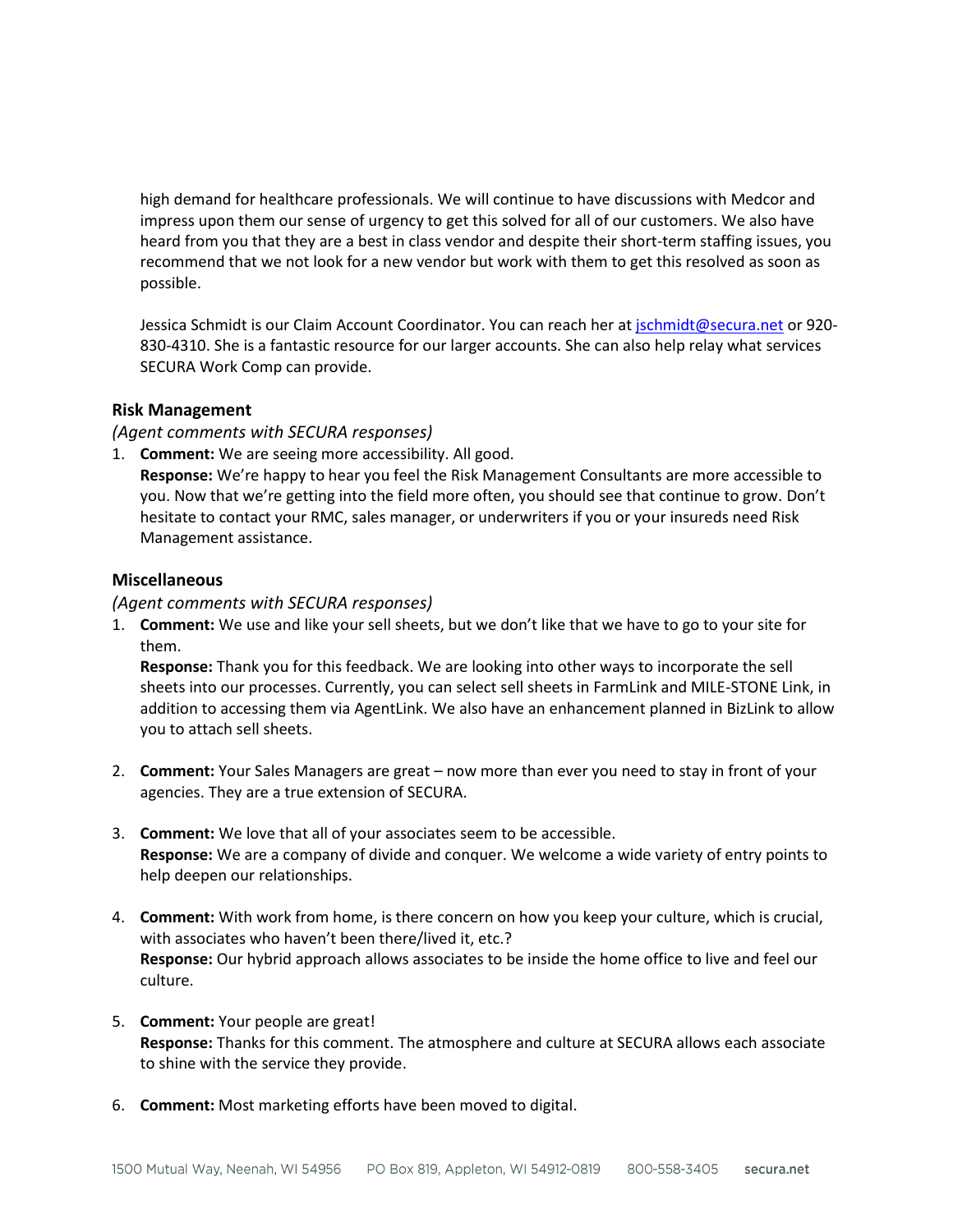high demand for healthcare professionals. We will continue to have discussions with Medcor and impress upon them our sense of urgency to get this solved for all of our customers. We also have heard from you that they are a best in class vendor and despite their short-term staffing issues, you recommend that we not look for a new vendor but work with them to get this resolved as soon as possible.

Jessica Schmidt is our Claim Account Coordinator. You can reach her at jschmidt@secura.net or 920-830-4310. She is a fantastic resource for our larger accounts. She can also help relay what services SECURA Work Comp can provide.

### Risk Management

*(Agent comments with SECURA responses)*

1. **Comment:** We are seeing more accessibility. All good.
   **Response:** We're happy to hear you feel the Risk Management Consultants are more accessible to you. Now that we're getting into the field more often, you should see that continue to grow. Don't hesitate to contact your RMC, sales manager, or underwriters if you or your insureds need Risk Management assistance.

### Miscellaneous

*(Agent comments with SECURA responses)*

1. **Comment:** We use and like your sell sheets, but we don't like that we have to go to your site for them.
   **Response:** Thank you for this feedback. We are looking into other ways to incorporate the sell sheets into our processes. Currently, you can select sell sheets in FarmLink and MILE-STONE Link, in addition to accessing them via AgentLink. We also have an enhancement planned in BizLink to allow you to attach sell sheets.

2. **Comment:** Your Sales Managers are great – now more than ever you need to stay in front of your agencies. They are a true extension of SECURA.

3. **Comment:** We love that all of your associates seem to be accessible.
   **Response:** We are a company of divide and conquer. We welcome a wide variety of entry points to help deepen our relationships.

4. **Comment:** With work from home, is there concern on how you keep your culture, which is crucial, with associates who haven't been there/lived it, etc.?
   **Response:** Our hybrid approach allows associates to be inside the home office to live and feel our culture.

5. **Comment:** Your people are great!
   **Response:** Thanks for this comment. The atmosphere and culture at SECURA allows each associate to shine with the service they provide.

6. **Comment:** Most marketing efforts have been moved to digital.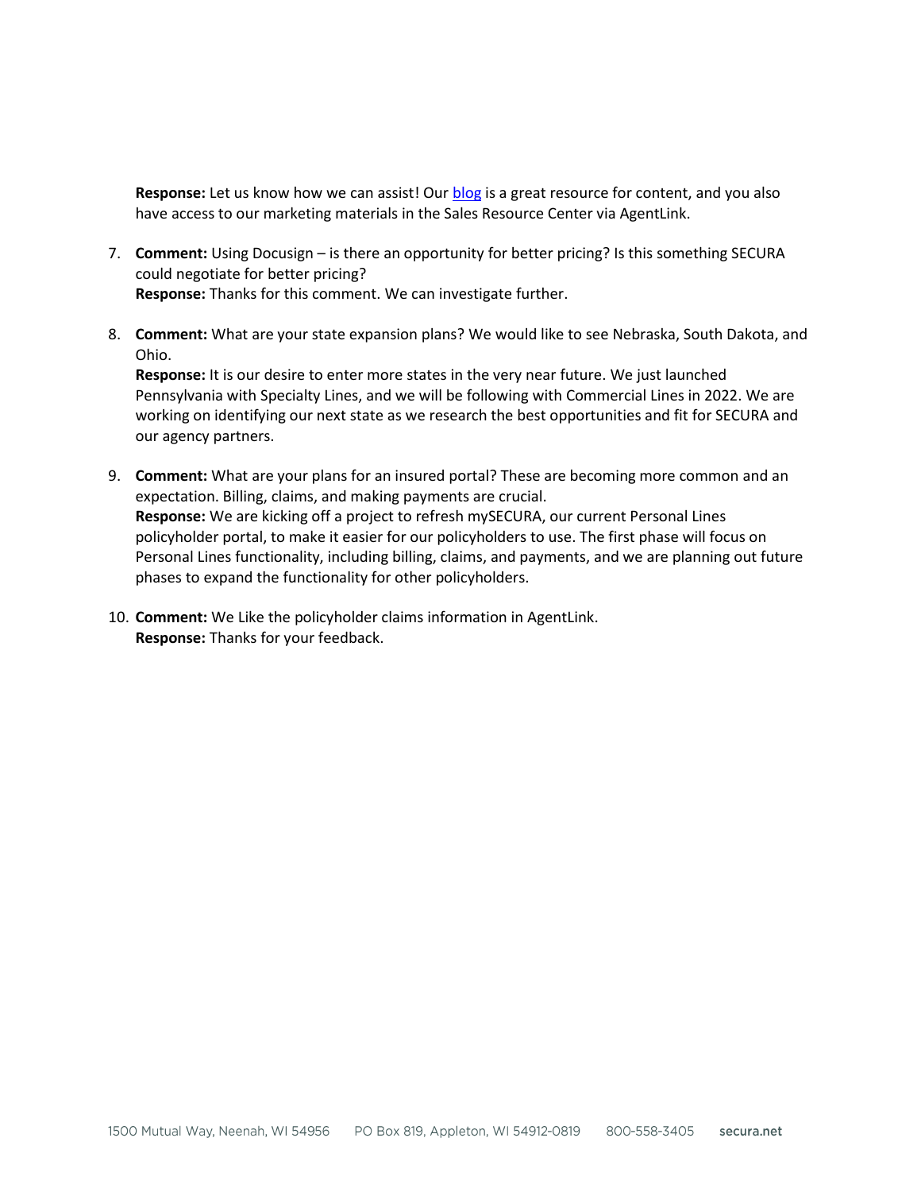**Response:** Let us know how we can assist! Our [blog](blog) is a great resource for content, and you also have access to our marketing materials in the Sales Resource Center via AgentLink.

7. **Comment:** Using Docusign – is there an opportunity for better pricing? Is this something SECURA could negotiate for better pricing?
   **Response:** Thanks for this comment. We can investigate further.

8. **Comment:** What are your state expansion plans? We would like to see Nebraska, South Dakota, and Ohio.
   **Response:** It is our desire to enter more states in the very near future. We just launched Pennsylvania with Specialty Lines, and we will be following with Commercial Lines in 2022. We are working on identifying our next state as we research the best opportunities and fit for SECURA and our agency partners.

9. **Comment:** What are your plans for an insured portal? These are becoming more common and an expectation. Billing, claims, and making payments are crucial.
   **Response:** We are kicking off a project to refresh mySECURA, our current Personal Lines policyholder portal, to make it easier for our policyholders to use. The first phase will focus on Personal Lines functionality, including billing, claims, and payments, and we are planning out future phases to expand the functionality for other policyholders.

10. **Comment:** We Like the policyholder claims information in AgentLink.
    **Response:** Thanks for your feedback.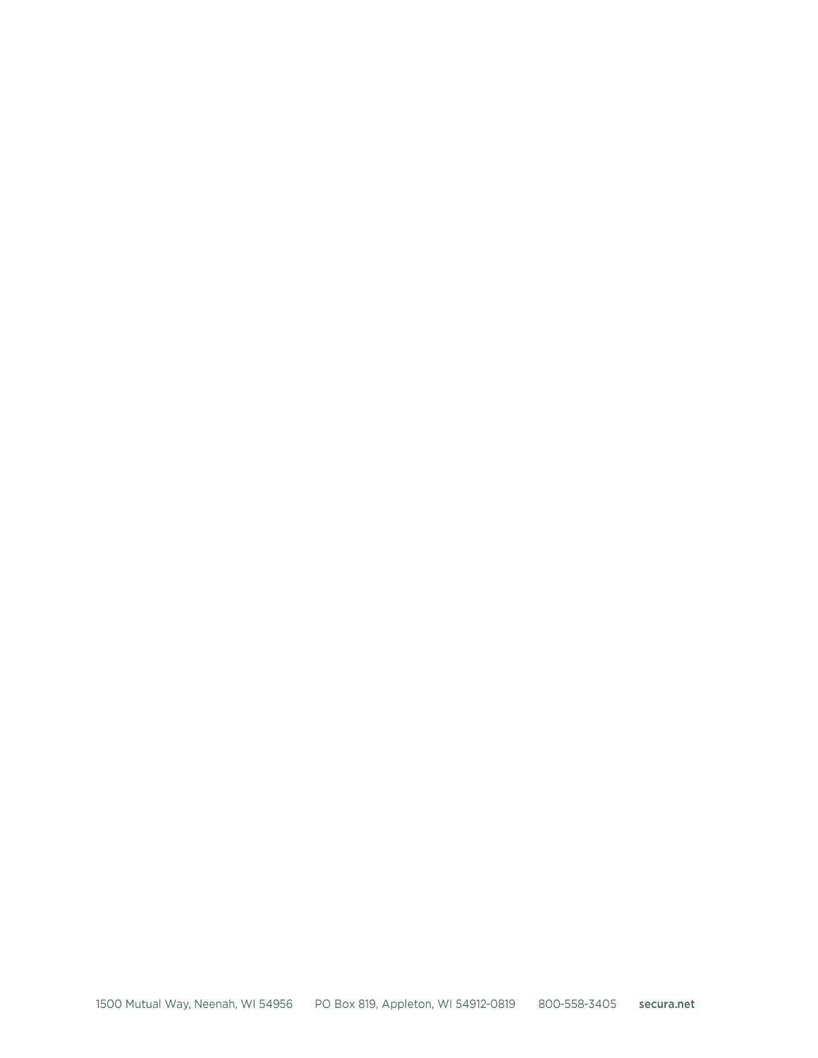1500 Mutual Way, Neenah, WI 54956 PO Box 819, Appleton, WI 54912-0819 800-558-3405 **secura.net**